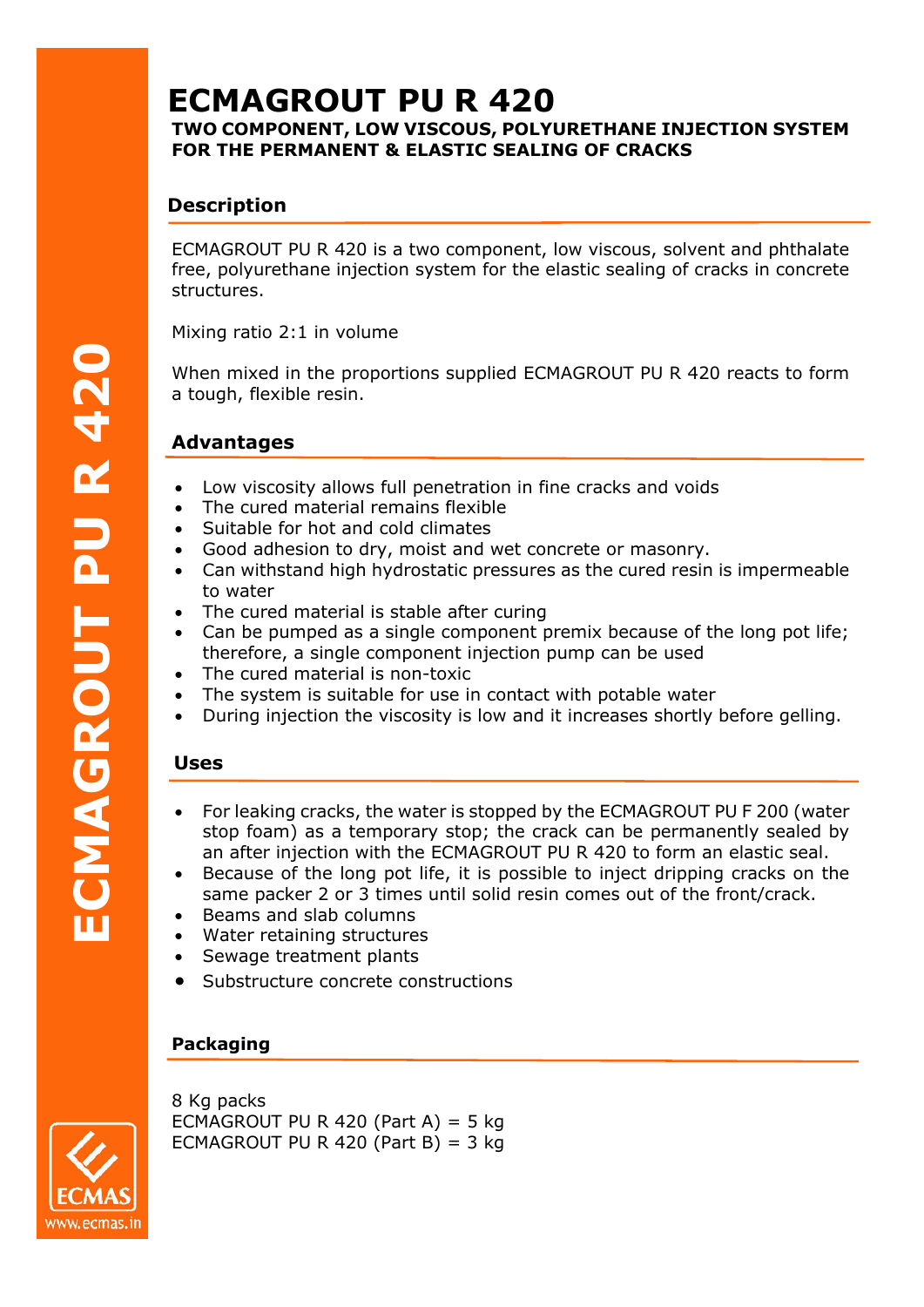# ECMAGROUT PU R 420

**TWO COMPONENT, LOW VISCOUS, POLYURETHANE INJECTION SYSTEM FOR THE PERMANENT & ELASTIC SEALING OF CRACKS**

## Description

ECMAGROUT PU R 420 is a two component, low viscous, solvent and phthalate free, polyurethane injection system for the elastic sealing of cracks in concrete structures.

Mixing ratio 2:1 in volume

When mixed in the proportions supplied ECMAGROUT PU R 420 reacts to form a tough, flexible resin.

## Advantages

- Low viscosity allows full penetration in fine cracks and voids
- The cured material remains flexible
- Suitable for hot and cold climates
- Good adhesion to dry, moist and wet concrete or masonry.
- Can withstand high hydrostatic pressures as the cured resin is impermeable to water
- The cured material is stable after curing
- Can be pumped as a single component premix because of the long pot life; therefore, a single component injection pump can be used
- The cured material is non-toxic
- The system is suitable for use in contact with potable water
- During injection the viscosity is low and it increases shortly before gelling.

## Uses

- For leaking cracks, the water is stopped by the ECMAGROUT PU F 200 (water stop foam) as a temporary stop; the crack can be permanently sealed by an after injection with the ECMAGROUT PU R 420 to form an elastic seal.
- Because of the long pot life, it is possible to inject dripping cracks on the same packer 2 or 3 times until solid resin comes out of the front/crack.
- Beams and slab columns
- Water retaining structures
- Sewage treatment plants
- Substructure concrete constructions

## Packaging

8 Kg packs
ECMAGROUT PU R 420 (Part A) = 5 kg
ECMAGROUT PU R 420 (Part B) = 3 kg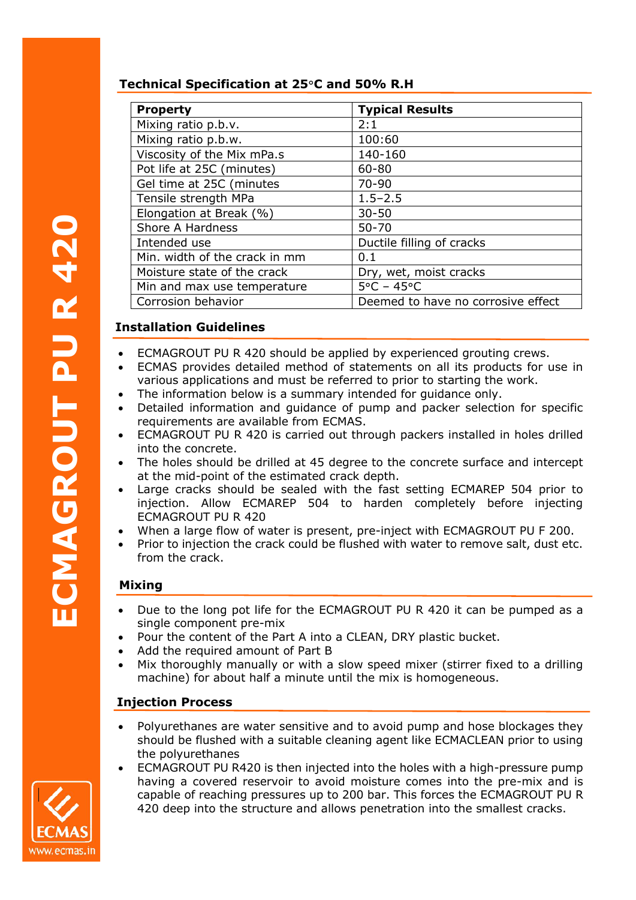### Technical Specification at 25°C and 50% R.H

| Property | Typical Results |
|---|---|
| Mixing ratio p.b.v. | 2:1 |
| Mixing ratio p.b.w. | 100:60 |
| Viscosity of the Mix mPa.s | 140-160 |
| Pot life at 25C (minutes) | 60-80 |
| Gel time at 25C (minutes | 70-90 |
| Tensile strength MPa | 1.5–2.5 |
| Elongation at Break (%) | 30-50 |
| Shore A Hardness | 50-70 |
| Intended use | Ductile filling of cracks |
| Min. width of the crack in mm | 0.1 |
| Moisture state of the crack | Dry, wet, moist cracks |
| Min and max use temperature | 5°C – 45°C |
| Corrosion behavior | Deemed to have no corrosive effect |

### Installation Guidelines

- ECMAGROUT PU R 420 should be applied by experienced grouting crews.
- ECMAS provides detailed method of statements on all its products for use in various applications and must be referred to prior to starting the work.
- The information below is a summary intended for guidance only.
- Detailed information and guidance of pump and packer selection for specific requirements are available from ECMAS.
- ECMAGROUT PU R 420 is carried out through packers installed in holes drilled into the concrete.
- The holes should be drilled at 45 degree to the concrete surface and intercept at the mid-point of the estimated crack depth.
- Large cracks should be sealed with the fast setting ECMAREP 504 prior to injection. Allow ECMAREP 504 to harden completely before injecting ECMAGROUT PU R 420
- When a large flow of water is present, pre-inject with ECMAGROUT PU F 200.
- Prior to injection the crack could be flushed with water to remove salt, dust etc. from the crack.

### Mixing

- Due to the long pot life for the ECMAGROUT PU R 420 it can be pumped as a single component pre-mix
- Pour the content of the Part A into a CLEAN, DRY plastic bucket.
- Add the required amount of Part B
- Mix thoroughly manually or with a slow speed mixer (stirrer fixed to a drilling machine) for about half a minute until the mix is homogeneous.

### Injection Process

- Polyurethanes are water sensitive and to avoid pump and hose blockages they should be flushed with a suitable cleaning agent like ECMACLEAN prior to using the polyurethanes
- ECMAGROUT PU R420 is then injected into the holes with a high-pressure pump having a covered reservoir to avoid moisture comes into the pre-mix and is capable of reaching pressures up to 200 bar. This forces the ECMAGROUT PU R 420 deep into the structure and allows penetration into the smallest cracks.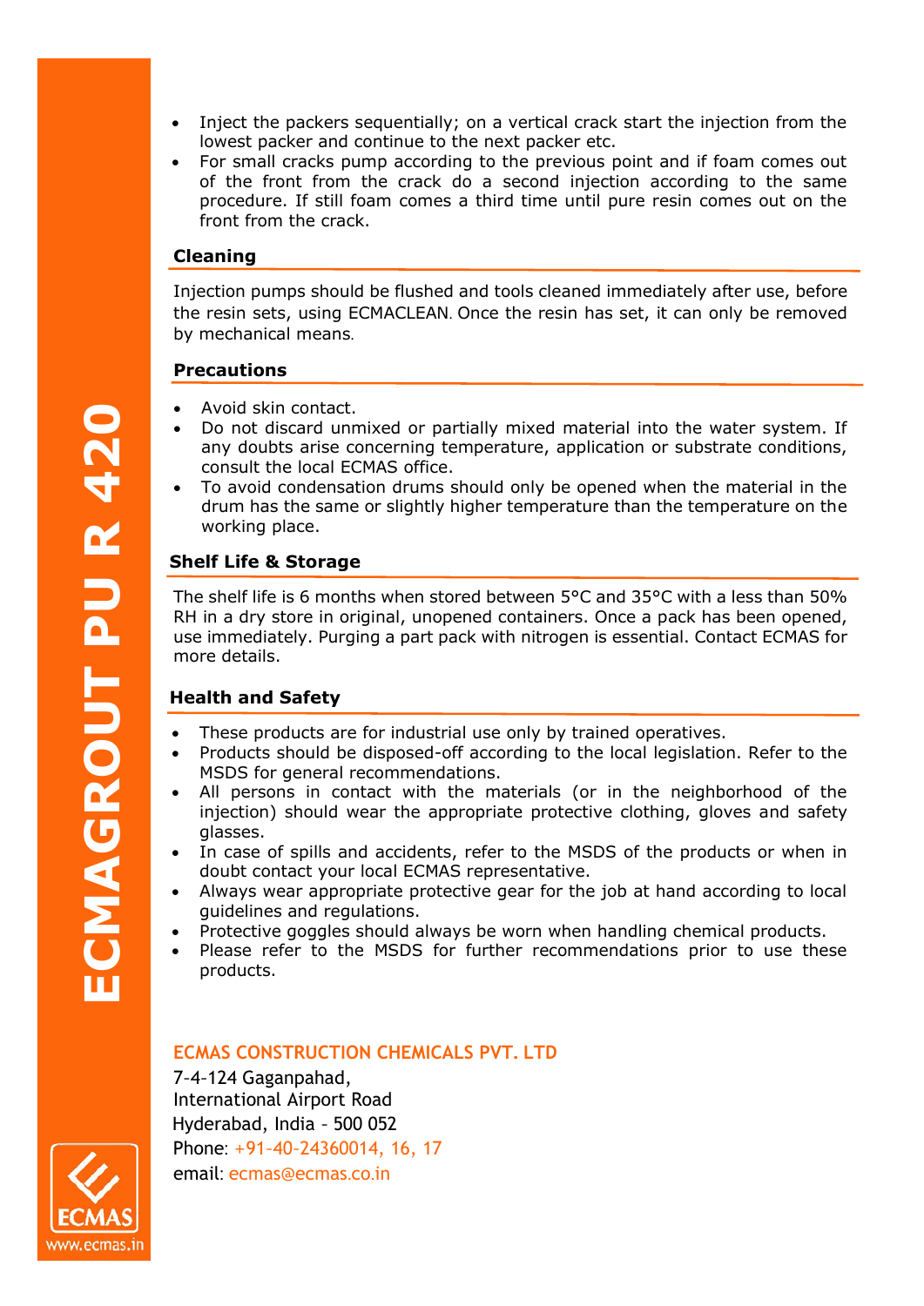- Inject the packers sequentially; on a vertical crack start the injection from the lowest packer and continue to the next packer etc.
- For small cracks pump according to the previous point and if foam comes out of the front from the crack do a second injection according to the same procedure. If still foam comes a third time until pure resin comes out on the front from the crack.

## Cleaning

Injection pumps should be flushed and tools cleaned immediately after use, before the resin sets, using ECMACLEAN. Once the resin has set, it can only be removed by mechanical means.

## Precautions

- Avoid skin contact.
- Do not discard unmixed or partially mixed material into the water system. If any doubts arise concerning temperature, application or substrate conditions, consult the local ECMAS office.
- To avoid condensation drums should only be opened when the material in the drum has the same or slightly higher temperature than the temperature on the working place.

## Shelf Life & Storage

The shelf life is 6 months when stored between 5°C and 35°C with a less than 50% RH in a dry store in original, unopened containers. Once a pack has been opened, use immediately. Purging a part pack with nitrogen is essential. Contact ECMAS for more details.

## Health and Safety

- These products are for industrial use only by trained operatives.
- Products should be disposed-off according to the local legislation. Refer to the MSDS for general recommendations.
- All persons in contact with the materials (or in the neighborhood of the injection) should wear the appropriate protective clothing, gloves and safety glasses.
- In case of spills and accidents, refer to the MSDS of the products or when in doubt contact your local ECMAS representative.
- Always wear appropriate protective gear for the job at hand according to local guidelines and regulations.
- Protective goggles should always be worn when handling chemical products.
- Please refer to the MSDS for further recommendations prior to use these products.

**ECMAS CONSTRUCTION CHEMICALS PVT. LTD**

7-4-124 Gaganpahad,
International Airport Road
Hyderabad, India - 500 052
Phone: +91-40-24360014, 16, 17
email: ecmas@ecmas.co.in